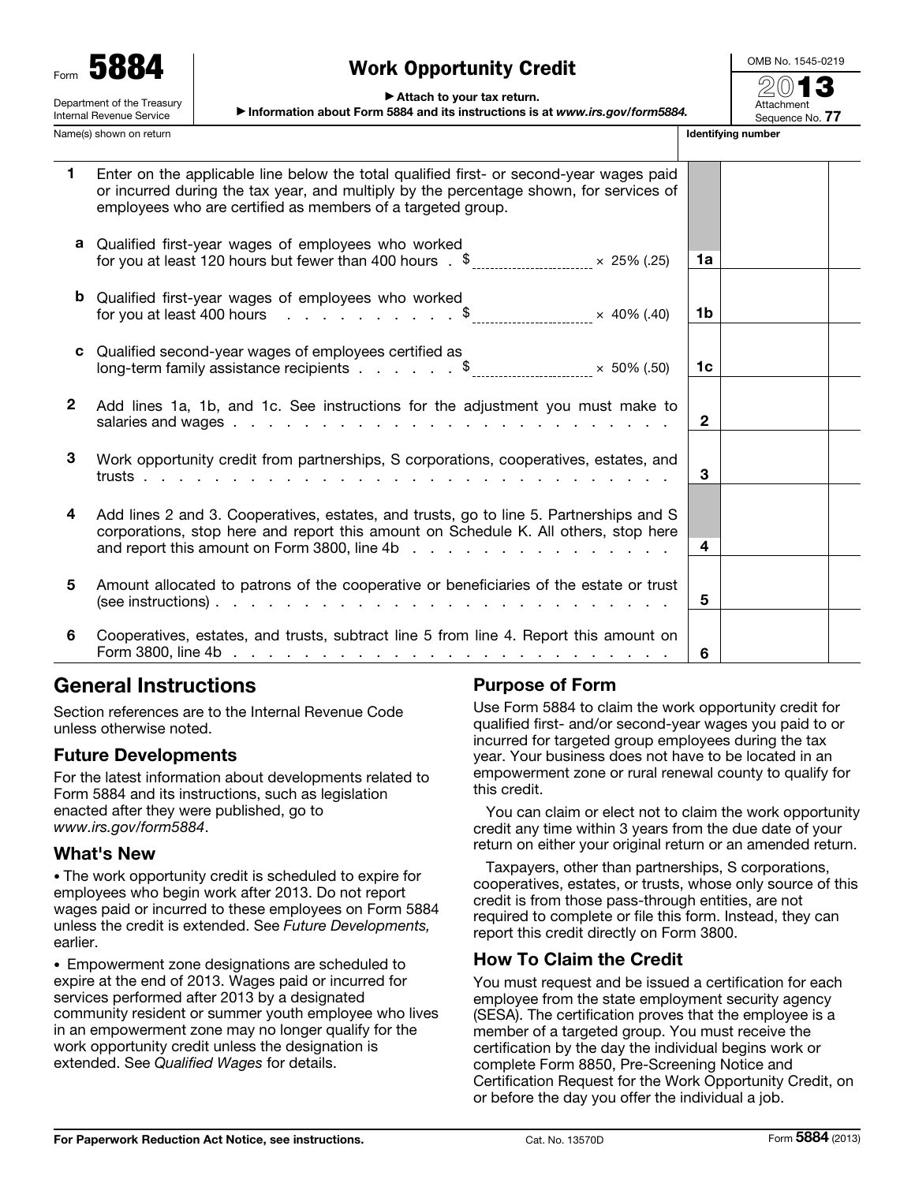Form **5884**

Department of the Treasury
Internal Revenue Service

# Work Opportunity Credit

▶ Attach to your tax return.
▶ Information about Form 5884 and its instructions is at *www.irs.gov/form5884*.

OMB No. 1545-0219

**2013**

Attachment Sequence No. **77**

Name(s) shown on return | **Identifying number**

| | | | |
|---|---|---|---|
| **1** | Enter on the applicable line below the total qualified first- or second-year wages paid or incurred during the tax year, and multiply by the percentage shown, for services of employees who are certified as members of a targeted group. | | |
| **a** | Qualified first-year wages of employees who worked for you at least 120 hours but fewer than 400 hours . $ ________ × 25% (.25) | **1a** | |
| **b** | Qualified first-year wages of employees who worked for you at least 400 hours . . . . . . . . . . . $ ________ × 40% (.40) | **1b** | |
| **c** | Qualified second-year wages of employees certified as long-term family assistance recipients . . . . . . $ ________ × 50% (.50) | **1c** | |
| **2** | Add lines 1a, 1b, and 1c. See instructions for the adjustment you must make to salaries and wages . . . . . . . . . . . . . . . . . . . . . . . . . . | **2** | |
| **3** | Work opportunity credit from partnerships, S corporations, cooperatives, estates, and trusts . . . . . . . . . . . . . . . . . . . . . . . . . . . . . . . . | **3** | |
| **4** | Add lines 2 and 3. Cooperatives, estates, and trusts, go to line 5. Partnerships and S corporations, stop here and report this amount on Schedule K. All others, stop here and report this amount on Form 3800, line 4b . . . . . . . . . . . . . . . . | **4** | |
| **5** | Amount allocated to patrons of the cooperative or beneficiaries of the estate or trust (see instructions) . . . . . . . . . . . . . . . . . . . . . . . . . . . | **5** | |
| **6** | Cooperatives, estates, and trusts, subtract line 5 from line 4. Report this amount on Form 3800, line 4b . . . . . . . . . . . . . . . . . . . . . . . . . . | **6** | |

## General Instructions

Section references are to the Internal Revenue Code unless otherwise noted.

### Future Developments

For the latest information about developments related to Form 5884 and its instructions, such as legislation enacted after they were published, go to *www.irs.gov/form5884*.

### What's New

- The work opportunity credit is scheduled to expire for employees who begin work after 2013. Do not report wages paid or incurred to these employees on Form 5884 unless the credit is extended. See *Future Developments,* earlier.
- Empowerment zone designations are scheduled to expire at the end of 2013. Wages paid or incurred for services performed after 2013 by a designated community resident or summer youth employee who lives in an empowerment zone may no longer qualify for the work opportunity credit unless the designation is extended. See *Qualified Wages* for details.

### Purpose of Form

Use Form 5884 to claim the work opportunity credit for qualified first- and/or second-year wages you paid to or incurred for targeted group employees during the tax year. Your business does not have to be located in an empowerment zone or rural renewal county to qualify for this credit.

You can claim or elect not to claim the work opportunity credit any time within 3 years from the due date of your return on either your original return or an amended return.

Taxpayers, other than partnerships, S corporations, cooperatives, estates, or trusts, whose only source of this credit is from those pass-through entities, are not required to complete or file this form. Instead, they can report this credit directly on Form 3800.

### How To Claim the Credit

You must request and be issued a certification for each employee from the state employment security agency (SESA). The certification proves that the employee is a member of a targeted group. You must receive the certification by the day the individual begins work or complete Form 8850, Pre-Screening Notice and Certification Request for the Work Opportunity Credit, on or before the day you offer the individual a job.

**For Paperwork Reduction Act Notice, see instructions.** Cat. No. 13570D Form **5884** (2013)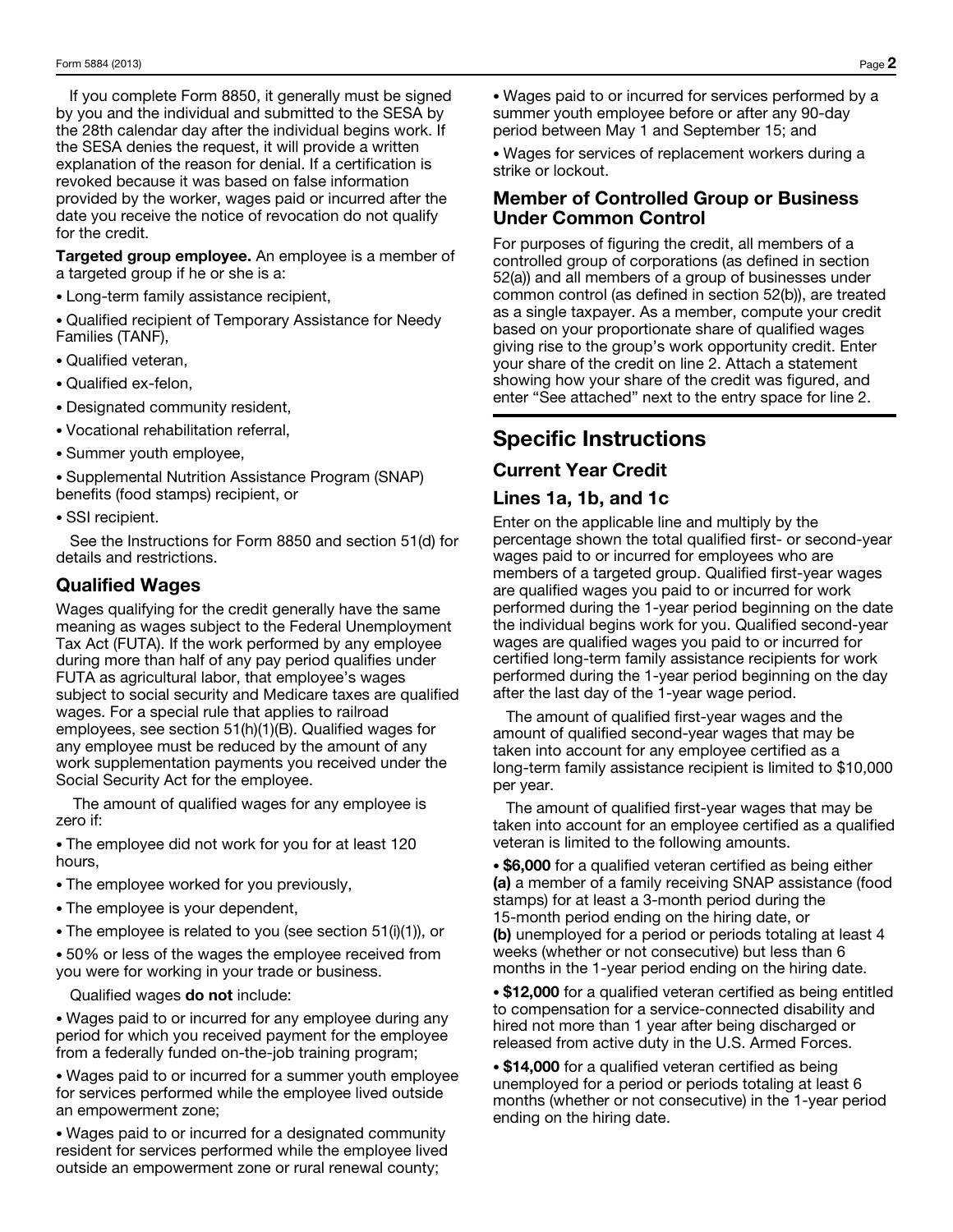If you complete Form 8850, it generally must be signed by you and the individual and submitted to the SESA by the 28th calendar day after the individual begins work. If the SESA denies the request, it will provide a written explanation of the reason for denial. If a certification is revoked because it was based on false information provided by the worker, wages paid or incurred after the date you receive the notice of revocation do not qualify for the credit.

**Targeted group employee.** An employee is a member of a targeted group if he or she is a:

- Long-term family assistance recipient,
- Qualified recipient of Temporary Assistance for Needy Families (TANF),
- Qualified veteran,
- Qualified ex-felon,
- Designated community resident,
- Vocational rehabilitation referral,
- Summer youth employee,
- Supplemental Nutrition Assistance Program (SNAP) benefits (food stamps) recipient, or
- SSI recipient.

See the Instructions for Form 8850 and section 51(d) for details and restrictions.

## Qualified Wages

Wages qualifying for the credit generally have the same meaning as wages subject to the Federal Unemployment Tax Act (FUTA). If the work performed by any employee during more than half of any pay period qualifies under FUTA as agricultural labor, that employee's wages subject to social security and Medicare taxes are qualified wages. For a special rule that applies to railroad employees, see section 51(h)(1)(B). Qualified wages for any employee must be reduced by the amount of any work supplementation payments you received under the Social Security Act for the employee.

The amount of qualified wages for any employee is zero if:

- The employee did not work for you for at least 120 hours,
- The employee worked for you previously,
- The employee is your dependent,
- The employee is related to you (see section 51(i)(1)), or
- 50% or less of the wages the employee received from you were for working in your trade or business.

Qualified wages **do not** include:

- Wages paid to or incurred for any employee during any period for which you received payment for the employee from a federally funded on-the-job training program;
- Wages paid to or incurred for a summer youth employee for services performed while the employee lived outside an empowerment zone;
- Wages paid to or incurred for a designated community resident for services performed while the employee lived outside an empowerment zone or rural renewal county;
- Wages paid to or incurred for services performed by a summer youth employee before or after any 90-day period between May 1 and September 15; and
- Wages for services of replacement workers during a strike or lockout.

## Member of Controlled Group or Business Under Common Control

For purposes of figuring the credit, all members of a controlled group of corporations (as defined in section 52(a)) and all members of a group of businesses under common control (as defined in section 52(b)), are treated as a single taxpayer. As a member, compute your credit based on your proportionate share of qualified wages giving rise to the group's work opportunity credit. Enter your share of the credit on line 2. Attach a statement showing how your share of the credit was figured, and enter "See attached" next to the entry space for line 2.

# Specific Instructions

## Current Year Credit

## Lines 1a, 1b, and 1c

Enter on the applicable line and multiply by the percentage shown the total qualified first- or second-year wages paid to or incurred for employees who are members of a targeted group. Qualified first-year wages are qualified wages you paid to or incurred for work performed during the 1-year period beginning on the date the individual begins work for you. Qualified second-year wages are qualified wages you paid to or incurred for certified long-term family assistance recipients for work performed during the 1-year period beginning on the day after the last day of the 1-year wage period.

The amount of qualified first-year wages and the amount of qualified second-year wages that may be taken into account for any employee certified as a long-term family assistance recipient is limited to $10,000 per year.

The amount of qualified first-year wages that may be taken into account for an employee certified as a qualified veteran is limited to the following amounts.

- **$6,000** for a qualified veteran certified as being either **(a)** a member of a family receiving SNAP assistance (food stamps) for at least a 3-month period during the 15-month period ending on the hiring date, or **(b)** unemployed for a period or periods totaling at least 4 weeks (whether or not consecutive) but less than 6 months in the 1-year period ending on the hiring date.
- **$12,000** for a qualified veteran certified as being entitled to compensation for a service-connected disability and hired not more than 1 year after being discharged or released from active duty in the U.S. Armed Forces.
- **$14,000** for a qualified veteran certified as being unemployed for a period or periods totaling at least 6 months (whether or not consecutive) in the 1-year period ending on the hiring date.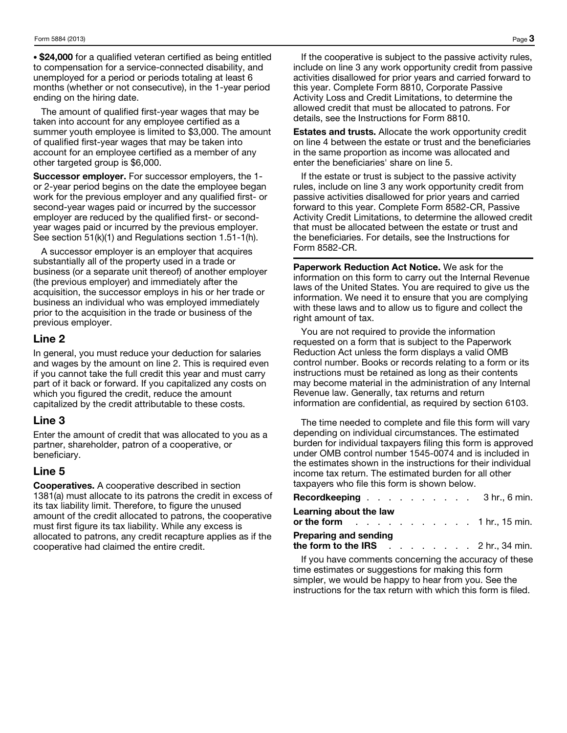• **$24,000** for a qualified veteran certified as being entitled to compensation for a service-connected disability, and unemployed for a period or periods totaling at least 6 months (whether or not consecutive), in the 1-year period ending on the hiring date.

The amount of qualified first-year wages that may be taken into account for any employee certified as a summer youth employee is limited to $3,000. The amount of qualified first-year wages that may be taken into account for an employee certified as a member of any other targeted group is $6,000.

**Successor employer.** For successor employers, the 1- or 2-year period begins on the date the employee began work for the previous employer and any qualified first- or second-year wages paid or incurred by the successor employer are reduced by the qualified first- or second-year wages paid or incurred by the previous employer. See section 51(k)(1) and Regulations section 1.51-1(h).

A successor employer is an employer that acquires substantially all of the property used in a trade or business (or a separate unit thereof) of another employer (the previous employer) and immediately after the acquisition, the successor employs in his or her trade or business an individual who was employed immediately prior to the acquisition in the trade or business of the previous employer.

## Line 2

In general, you must reduce your deduction for salaries and wages by the amount on line 2. This is required even if you cannot take the full credit this year and must carry part of it back or forward. If you capitalized any costs on which you figured the credit, reduce the amount capitalized by the credit attributable to these costs.

## Line 3

Enter the amount of credit that was allocated to you as a partner, shareholder, patron of a cooperative, or beneficiary.

## Line 5

**Cooperatives.** A cooperative described in section 1381(a) must allocate to its patrons the credit in excess of its tax liability limit. Therefore, to figure the unused amount of the credit allocated to patrons, the cooperative must first figure its tax liability. While any excess is allocated to patrons, any credit recapture applies as if the cooperative had claimed the entire credit.

If the cooperative is subject to the passive activity rules, include on line 3 any work opportunity credit from passive activities disallowed for prior years and carried forward to this year. Complete Form 8810, Corporate Passive Activity Loss and Credit Limitations, to determine the allowed credit that must be allocated to patrons. For details, see the Instructions for Form 8810.

**Estates and trusts.** Allocate the work opportunity credit on line 4 between the estate or trust and the beneficiaries in the same proportion as income was allocated and enter the beneficiaries' share on line 5.

If the estate or trust is subject to the passive activity rules, include on line 3 any work opportunity credit from passive activities disallowed for prior years and carried forward to this year. Complete Form 8582-CR, Passive Activity Credit Limitations, to determine the allowed credit that must be allocated between the estate or trust and the beneficiaries. For details, see the Instructions for Form 8582-CR.

---

**Paperwork Reduction Act Notice.** We ask for the information on this form to carry out the Internal Revenue laws of the United States. You are required to give us the information. We need it to ensure that you are complying with these laws and to allow us to figure and collect the right amount of tax.

You are not required to provide the information requested on a form that is subject to the Paperwork Reduction Act unless the form displays a valid OMB control number. Books or records relating to a form or its instructions must be retained as long as their contents may become material in the administration of any Internal Revenue law. Generally, tax returns and return information are confidential, as required by section 6103.

The time needed to complete and file this form will vary depending on individual circumstances. The estimated burden for individual taxpayers filing this form is approved under OMB control number 1545-0074 and is included in the estimates shown in the instructions for their individual income tax return. The estimated burden for all other taxpayers who file this form is shown below.

| | |
|---|---|
| **Recordkeeping** | 3 hr., 6 min. |
| **Learning about the law or the form** | 1 hr., 15 min. |
| **Preparing and sending the form to the IRS** | 2 hr., 34 min. |

If you have comments concerning the accuracy of these time estimates or suggestions for making this form simpler, we would be happy to hear from you. See the instructions for the tax return with which this form is filed.